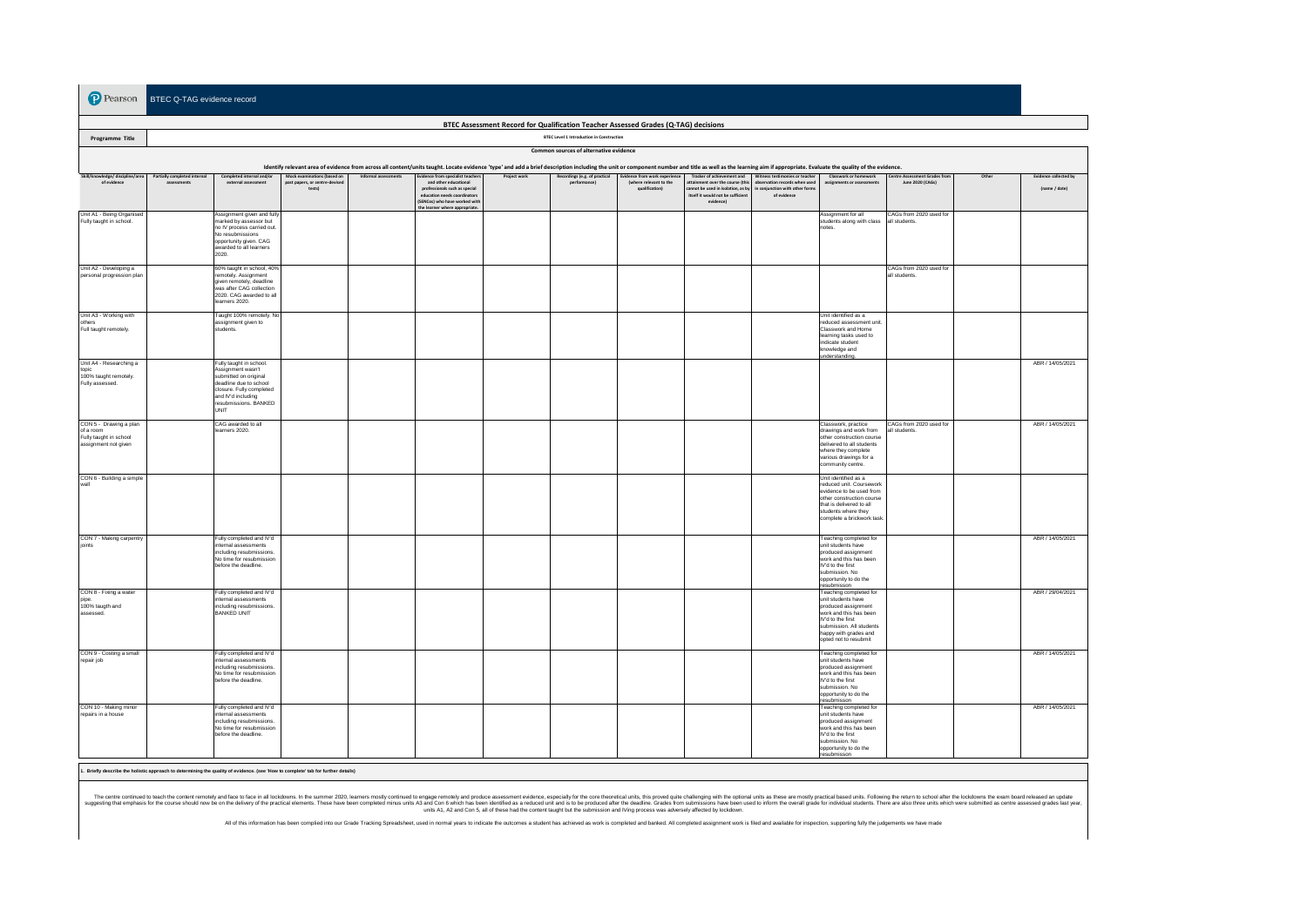Pearson BTEC Q-TAG evidence record

## BTEC Assessment Record for Qualification Teacher Assessed Grades (Q-TAG) decisions

**Programme Title**: BTEC Level 1 Introduction in Construction

**Common sources of alternative evidence**

Identify relevant area of evidence from across all content/units taught. Locate evidence 'type' and add a brief description including the unit or component number and title as well as the learning aim if appropriate. Evaluate the quality of the evidence.

| Skill/knowledge/ discipline/area of evidence | Partially completed internal assessments | Completed internal and/or external assessment | Mock examinations (based on past papers, or centre-devised tests) | Informal assessments | Evidence from specialist teachers and other educational professionals such as special education needs coordinators (SENCos) who have worked with the learner where appropriate. | Project work | Recordings (e.g. of practical performance) | Evidence from work experience (where relevant to the qualification) | Tracker of achievement and attainment over the course (this cannot be used in isolation, as by itself it would not be sufficient evidence) | Witness testimonies or teacher observation records when used in conjunction with other forms of evidence | Classwork or homework assignments or assessments | Centre Assessment Grades from June 2020 (CAGs) | Other | Evidence collected by (name / date) |
|---|---|---|---|---|---|---|---|---|---|---|---|---|---|---|
| Unit A1 - Being Organised Fully taught in school. | | Assignment given and fully marked by assessor but no IV process carried out. No resubmissions opportunity given. CAG awarded to all learners 2020. | | | | | | | | | Assignment for all students along with class notes. | CAGs from 2020 used for all students. | | |
| Unit A2 - Developing a personal progression plan | | 60% taught in school, 40% remotely. Assignment given remotely, deadline was after CAG collection 2020. CAG awarded to all learners 2020. | | | | | | | | | | CAGs from 2020 used for all students. | | |
| Unit A3 - Working with others Full taught remotely. | | Taught 100% remotely. No assignment given to students. | | | | | | | | | Unit identified as a reduced assessment unit. Classwork and Home learning tasks used to indicate student knowledge and understanding. | | | |
| Unit A4 - Researching a topic 100% taught remotely. Fully assessed. | | Fully taught in school. Assignment wasn't submitted on original deadline due to school closure. Fully completed and IV'd including resubmissions. BANKED UNIT | | | | | | | | | | | | ABR / 14/05/2021 |
| CON 5 - Drawing a plan of a room Fully taught in school assignment not given | | CAG awarded to all learners 2020. | | | | | | | | | Classwork, practice drawings and work from other construction course delivered to all students where they complete various drawings for a community centre. | CAGs from 2020 used for all students. | | ABR / 14/05/2021 |
| CON 6 - Building a simple wall | | | | | | | | | | | Unit identified as a reduced unit. Coursework evidence to be used from other construction course that is delivered to all students where they complete a brickwork task. | | | |
| CON 7 - Making carpentry joints | | Fully completed and IV'd internal assessments including resubmissions. No time for resubmission before the deadline. | | | | | | | | | Teaching completed for unit students have produced assignment work and this has been IV'd to the first submission. No opportunity to do the resubmisson | | | ABR / 14/05/2021 |
| CON 8 - Fixing a water pipe. 100% taugth and assessed. | | Fully completed and IV'd internal assessments including resubmissions. BANKED UNIT | | | | | | | | | Teaching completed for unit students have produced assignment work and this has been IV'd to the first submission. All students happy with grades and opted not to resubmit | | | ABR / 29/04/2021 |
| CON 9 - Costing a small repair job | | Fully completed and IV'd internal assessments including resubmissions. No time for resubmission before the deadline. | | | | | | | | | Teaching completed for unit students have produced assignment work and this has been IV'd to the first submission. No opportunity to do the resubmisson | | | ABR / 14/05/2021 |
| CON 10 - Making minor repairs in a house | | Fully completed and IV'd internal assessments including resubmissions. No time for resubmission before the deadline. | | | | | | | | | Teaching completed for unit students have produced assignment work and this has been IV'd to the first submission. No opportunity to do the resubmisson | | | ABR / 14/05/2021 |

**1. Briefly describe the holistic approach to determining the quality of evidence. (see 'How to complete' tab for further details)**

The centre continued to teach the content remotely and face to face in all lockdowns. In the summer 2020, learners mostly continued to engage remotely and produce assessment evidence, especially for the core theoretical units, this proved quite challenging with the optional units as these are mostly practical based units. Following the return to school after the lockdowns the exam board released an update suggesting that emphasis for the course should now be on the delivery of the practical elements. These have been completed minus units A3 and Con 6 which has been identified as a reduced unit and is to be produced after the deadline. Grades from submissions have been used to inform the overall grade for individual students. There are also three units which were submitted as centre assessed grades last year, units A1, A2 and Con 5, all of these had the content taught but the submission and IVing process was adversely affected by lockdown.

All of this information has been complied into our Grade Tracking Spreadsheet, used in normal years to indicate the outcomes a student has achieved as work is completed and banked. All completed assignment work is filed and available for inspection, supporting fully the judgements we have made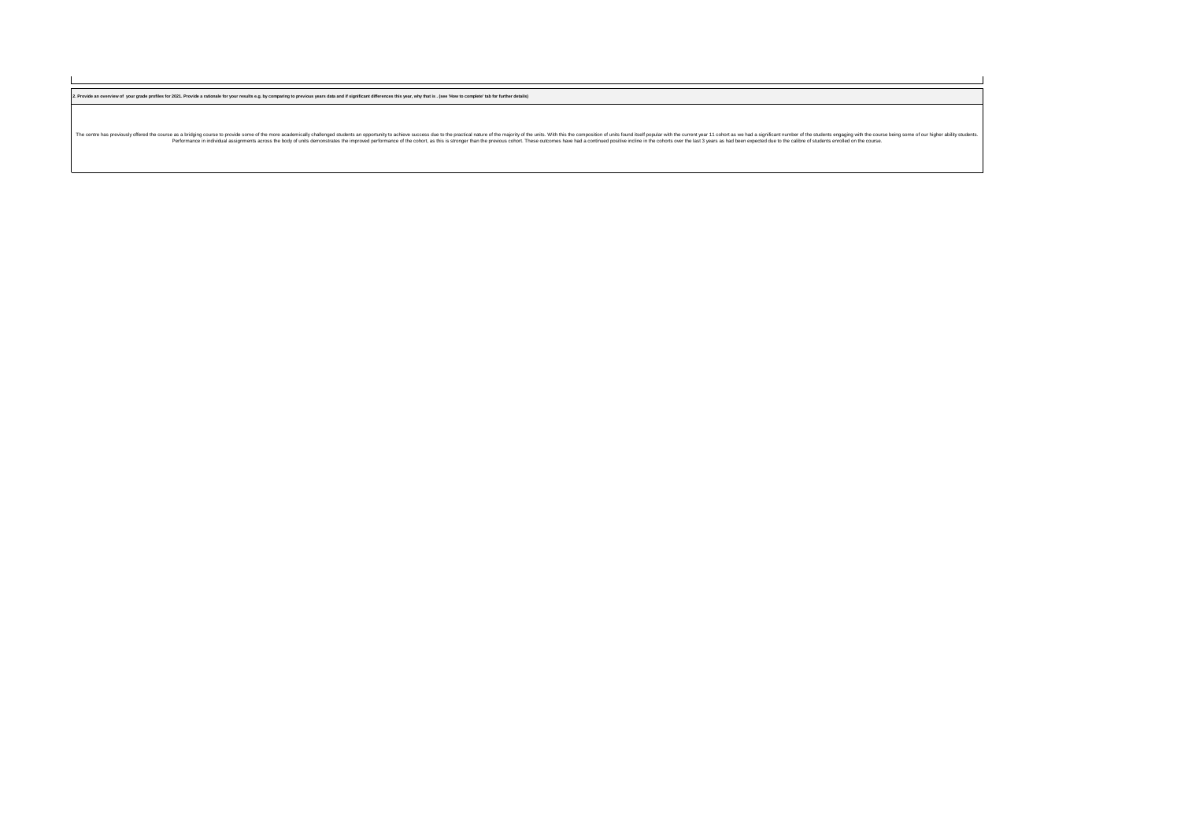**2. Provide an overview of your grade profiles for 2021. Provide a rationale for your results e.g. by comparing to previous years data and if significant differences this year, why that is . (see 'How to complete' tab for further details)**

The centre has previously offered the course as a bridging course to provide some of the more academically challenged students an opportunity to achieve success due to the practical nature of the majority of the units. With this the composition of units found itself popular with the current year 11 cohort as we had a significant number of the students engaging with the course being some of our higher ability students. Performance in individual assignments across the body of units demonstrates the improved performance of the cohort, as this is stronger than the previous cohort. These outcomes have had a continued positive incline in the cohorts over the last 3 years as had been expected due to the calibre of students enrolled on the course.